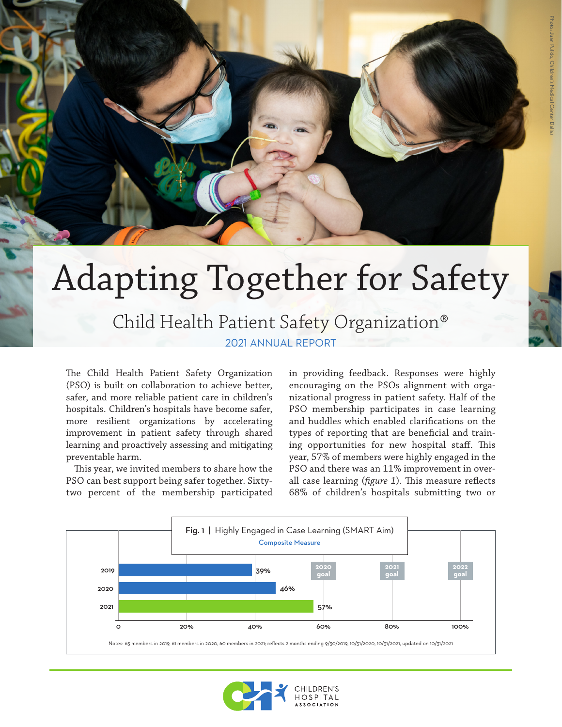# Adapting Together for Safety

## Child Health Patient Safety Organization®

2021 ANNUAL REPORT

The Child Health Patient Safety Organization (PSO) is built on collaboration to achieve better, safer, and more reliable patient care in children's hospitals. Children's hospitals have become safer, more resilient organizations by accelerating improvement in patient safety through shared learning and proactively assessing and mitigating preventable harm.

This year, we invited members to share how the PSO can best support being safer together. Sixty-two percent of the membership participated in providing feedback. Responses were highly encouraging on the PSOs alignment with organizational progress in patient safety. Half of the PSO membership participates in case learning and huddles which enabled clarifications on the types of reporting that are beneficial and training opportunities for new hospital staff. This year, 57% of members were highly engaged in the PSO and there was an 11% improvement in overall case learning (*figure 1*). This measure reflects 68% of children's hospitals submitting two or

**Fig. 1 | Highly Engaged in Case Learning (SMART Aim)**
Composite Measure

| Year | Value |
|---|---|
| 2019 | 39% |
| 2020 | 46% |
| 2021 | 57% |

Goals: 2020 goal: 60%; 2021 goal: 80%; 2022 goal: 100%

Notes: 63 members in 2019, 61 members in 2020, 60 members in 2021; reflects 2 months ending 9/30/2019, 10/31/2020, 10/31/2021, updated on 10/31/2021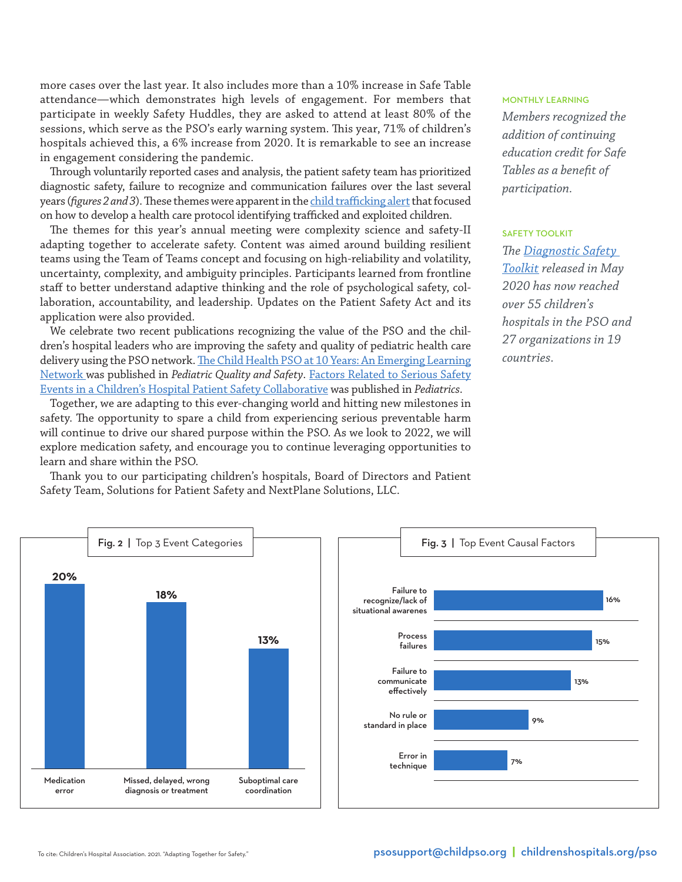more cases over the last year. It also includes more than a 10% increase in Safe Table attendance—which demonstrates high levels of engagement. For members that participate in weekly Safety Huddles, they are asked to attend at least 80% of the sessions, which serve as the PSO's early warning system. This year, 71% of children's hospitals achieved this, a 6% increase from 2020. It is remarkable to see an increase in engagement considering the pandemic.

Through voluntarily reported cases and analysis, the patient safety team has prioritized diagnostic safety, failure to recognize and communication failures over the last several years (*figures 2 and 3*). These themes were apparent in the child trafficking alert that focused on how to develop a health care protocol identifying trafficked and exploited children.

The themes for this year's annual meeting were complexity science and safety-II adapting together to accelerate safety. Content was aimed around building resilient teams using the Team of Teams concept and focusing on high-reliability and volatility, uncertainty, complexity, and ambiguity principles. Participants learned from frontline staff to better understand adaptive thinking and the role of psychological safety, collaboration, accountability, and leadership. Updates on the Patient Safety Act and its application were also provided.

We celebrate two recent publications recognizing the value of the PSO and the children's hospital leaders who are improving the safety and quality of pediatric health care delivery using the PSO network. The Child Health PSO at 10 Years: An Emerging Learning Network was published in *Pediatric Quality and Safety*. Factors Related to Serious Safety Events in a Children's Hospital Patient Safety Collaborative was published in *Pediatrics*.

Together, we are adapting to this ever-changing world and hitting new milestones in safety. The opportunity to spare a child from experiencing serious preventable harm will continue to drive our shared purpose within the PSO. As we look to 2022, we will explore medication safety, and encourage you to continue leveraging opportunities to learn and share within the PSO.

Thank you to our participating children's hospitals, Board of Directors and Patient Safety Team, Solutions for Patient Safety and NextPlane Solutions, LLC.

MONTHLY LEARNING

*Members recognized the addition of continuing education credit for Safe Tables as a benefit of participation.*

SAFETY TOOLKIT

*The Diagnostic Safety Toolkit released in May 2020 has now reached over 55 children's hospitals in the PSO and 27 organizations in 19 countries.*

**Fig. 2 |** Top 3 Event Categories

20%
Medication error

18%
Missed, delayed, wrong diagnosis or treatment

13%
Suboptimal care coordination

**Fig. 3 |** Top Event Causal Factors

Failure to recognize/lack of situational awarenes — 16%

Process failures — 15%

Failure to communicate effectively — 13%

No rule or standard in place — 9%

Error in technique — 7%

To cite: Children's Hospital Association. 2021. "Adapting Together for Safety."

psosupport@childpso.org | childrenshospitals.org/pso